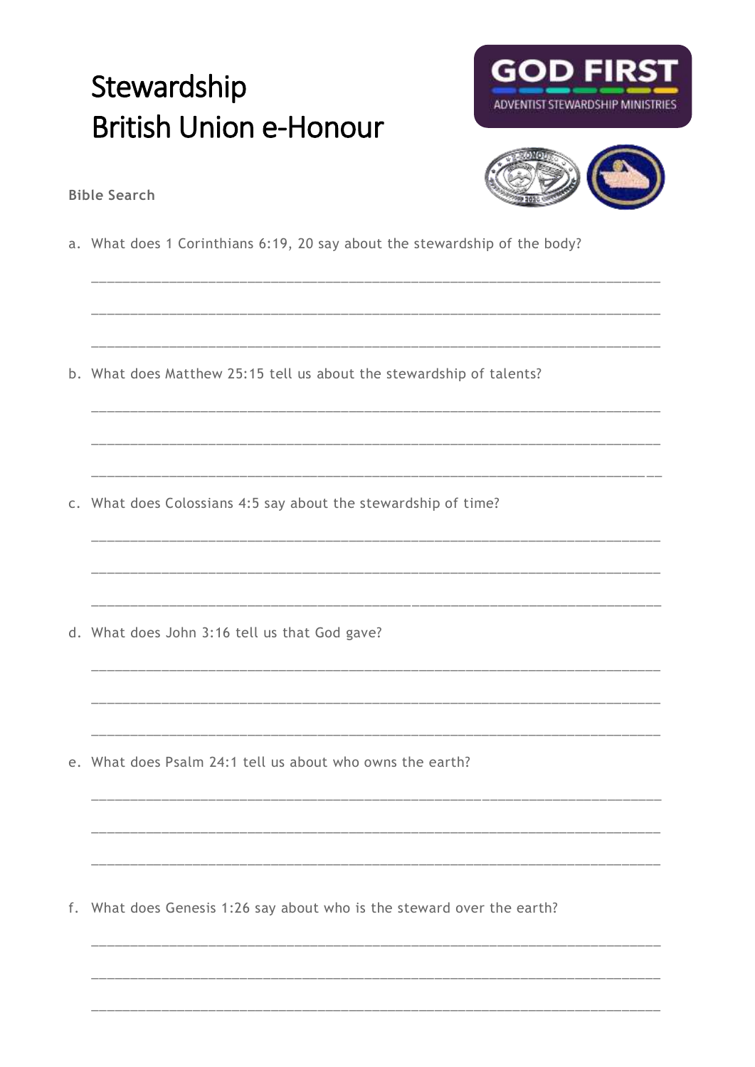# Stewardship
# British Union e-Honour

GOD FIRST

ADVENTIST STEWARDSHIP MINISTRIES

**Bible Search**

a. What does 1 Corinthians 6:19, 20 say about the stewardship of the body?

\_\_\_\_\_\_\_\_\_\_\_\_\_\_\_\_\_\_\_\_\_\_\_\_\_\_\_\_\_\_\_\_\_\_\_\_\_\_\_\_\_\_\_\_\_\_\_\_\_\_\_\_\_\_\_\_\_\_\_\_\_\_\_\_\_\_\_\_\_\_

\_\_\_\_\_\_\_\_\_\_\_\_\_\_\_\_\_\_\_\_\_\_\_\_\_\_\_\_\_\_\_\_\_\_\_\_\_\_\_\_\_\_\_\_\_\_\_\_\_\_\_\_\_\_\_\_\_\_\_\_\_\_\_\_\_\_\_\_\_\_

\_\_\_\_\_\_\_\_\_\_\_\_\_\_\_\_\_\_\_\_\_\_\_\_\_\_\_\_\_\_\_\_\_\_\_\_\_\_\_\_\_\_\_\_\_\_\_\_\_\_\_\_\_\_\_\_\_\_\_\_\_\_\_\_\_\_\_\_\_\_

b. What does Matthew 25:15 tell us about the stewardship of talents?

\_\_\_\_\_\_\_\_\_\_\_\_\_\_\_\_\_\_\_\_\_\_\_\_\_\_\_\_\_\_\_\_\_\_\_\_\_\_\_\_\_\_\_\_\_\_\_\_\_\_\_\_\_\_\_\_\_\_\_\_\_\_\_\_\_\_\_\_\_\_

\_\_\_\_\_\_\_\_\_\_\_\_\_\_\_\_\_\_\_\_\_\_\_\_\_\_\_\_\_\_\_\_\_\_\_\_\_\_\_\_\_\_\_\_\_\_\_\_\_\_\_\_\_\_\_\_\_\_\_\_\_\_\_\_\_\_\_\_\_\_

\_\_\_\_\_\_\_\_\_\_\_\_\_\_\_\_\_\_\_\_\_\_\_\_\_\_\_\_\_\_\_\_\_\_\_\_\_\_\_\_\_\_\_\_\_\_\_\_\_\_\_\_\_\_\_\_\_\_\_\_\_\_\_\_\_\_\_\_\_\_

c. What does Colossians 4:5 say about the stewardship of time?

\_\_\_\_\_\_\_\_\_\_\_\_\_\_\_\_\_\_\_\_\_\_\_\_\_\_\_\_\_\_\_\_\_\_\_\_\_\_\_\_\_\_\_\_\_\_\_\_\_\_\_\_\_\_\_\_\_\_\_\_\_\_\_\_\_\_\_\_\_\_

\_\_\_\_\_\_\_\_\_\_\_\_\_\_\_\_\_\_\_\_\_\_\_\_\_\_\_\_\_\_\_\_\_\_\_\_\_\_\_\_\_\_\_\_\_\_\_\_\_\_\_\_\_\_\_\_\_\_\_\_\_\_\_\_\_\_\_\_\_\_

\_\_\_\_\_\_\_\_\_\_\_\_\_\_\_\_\_\_\_\_\_\_\_\_\_\_\_\_\_\_\_\_\_\_\_\_\_\_\_\_\_\_\_\_\_\_\_\_\_\_\_\_\_\_\_\_\_\_\_\_\_\_\_\_\_\_\_\_\_\_

d. What does John 3:16 tell us that God gave?

\_\_\_\_\_\_\_\_\_\_\_\_\_\_\_\_\_\_\_\_\_\_\_\_\_\_\_\_\_\_\_\_\_\_\_\_\_\_\_\_\_\_\_\_\_\_\_\_\_\_\_\_\_\_\_\_\_\_\_\_\_\_\_\_\_\_\_\_\_\_

\_\_\_\_\_\_\_\_\_\_\_\_\_\_\_\_\_\_\_\_\_\_\_\_\_\_\_\_\_\_\_\_\_\_\_\_\_\_\_\_\_\_\_\_\_\_\_\_\_\_\_\_\_\_\_\_\_\_\_\_\_\_\_\_\_\_\_\_\_\_

\_\_\_\_\_\_\_\_\_\_\_\_\_\_\_\_\_\_\_\_\_\_\_\_\_\_\_\_\_\_\_\_\_\_\_\_\_\_\_\_\_\_\_\_\_\_\_\_\_\_\_\_\_\_\_\_\_\_\_\_\_\_\_\_\_\_\_\_\_\_

e. What does Psalm 24:1 tell us about who owns the earth?

\_\_\_\_\_\_\_\_\_\_\_\_\_\_\_\_\_\_\_\_\_\_\_\_\_\_\_\_\_\_\_\_\_\_\_\_\_\_\_\_\_\_\_\_\_\_\_\_\_\_\_\_\_\_\_\_\_\_\_\_\_\_\_\_\_\_\_\_\_\_

\_\_\_\_\_\_\_\_\_\_\_\_\_\_\_\_\_\_\_\_\_\_\_\_\_\_\_\_\_\_\_\_\_\_\_\_\_\_\_\_\_\_\_\_\_\_\_\_\_\_\_\_\_\_\_\_\_\_\_\_\_\_\_\_\_\_\_\_\_\_

\_\_\_\_\_\_\_\_\_\_\_\_\_\_\_\_\_\_\_\_\_\_\_\_\_\_\_\_\_\_\_\_\_\_\_\_\_\_\_\_\_\_\_\_\_\_\_\_\_\_\_\_\_\_\_\_\_\_\_\_\_\_\_\_\_\_\_\_\_\_

f. What does Genesis 1:26 say about who is the steward over the earth?

\_\_\_\_\_\_\_\_\_\_\_\_\_\_\_\_\_\_\_\_\_\_\_\_\_\_\_\_\_\_\_\_\_\_\_\_\_\_\_\_\_\_\_\_\_\_\_\_\_\_\_\_\_\_\_\_\_\_\_\_\_\_\_\_\_\_\_\_\_\_

\_\_\_\_\_\_\_\_\_\_\_\_\_\_\_\_\_\_\_\_\_\_\_\_\_\_\_\_\_\_\_\_\_\_\_\_\_\_\_\_\_\_\_\_\_\_\_\_\_\_\_\_\_\_\_\_\_\_\_\_\_\_\_\_\_\_\_\_\_\_

\_\_\_\_\_\_\_\_\_\_\_\_\_\_\_\_\_\_\_\_\_\_\_\_\_\_\_\_\_\_\_\_\_\_\_\_\_\_\_\_\_\_\_\_\_\_\_\_\_\_\_\_\_\_\_\_\_\_\_\_\_\_\_\_\_\_\_\_\_\_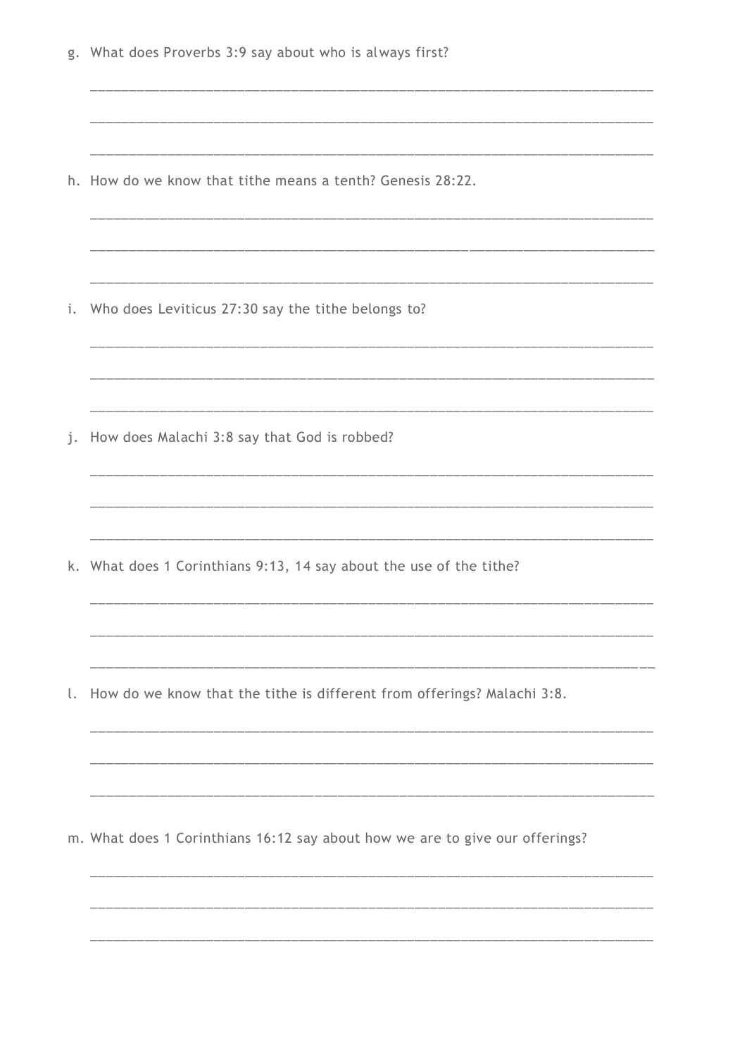g. What does Proverbs 3:9 say about who is always first?

_______________________________________________________________________________

_______________________________________________________________________________

_______________________________________________________________________________

h. How do we know that tithe means a tenth? Genesis 28:22.

_______________________________________________________________________________

_______________________________________________________________________________

_______________________________________________________________________________

i. Who does Leviticus 27:30 say the tithe belongs to?

_______________________________________________________________________________

_______________________________________________________________________________

_______________________________________________________________________________

j. How does Malachi 3:8 say that God is robbed?

_______________________________________________________________________________

_______________________________________________________________________________

_______________________________________________________________________________

k. What does 1 Corinthians 9:13, 14 say about the use of the tithe?

_______________________________________________________________________________

_______________________________________________________________________________

_______________________________________________________________________________

l. How do we know that the tithe is different from offerings? Malachi 3:8.

_______________________________________________________________________________

_______________________________________________________________________________

_______________________________________________________________________________

m. What does 1 Corinthians 16:12 say about how we are to give our offerings?

_______________________________________________________________________________

_______________________________________________________________________________

_______________________________________________________________________________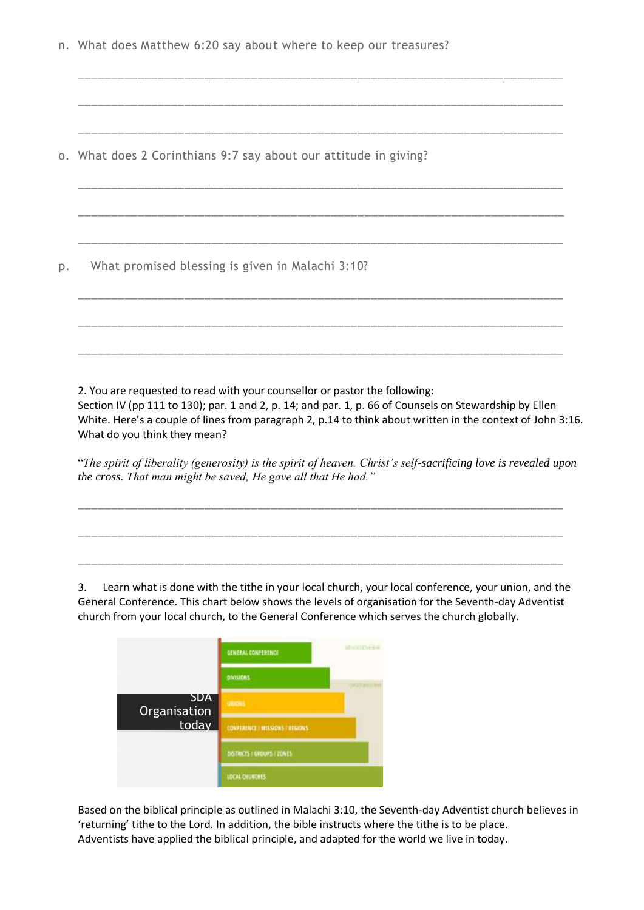n. What does Matthew 6:20 say about where to keep our treasures?

\_\_\_\_\_\_\_\_\_\_\_\_\_\_\_\_\_\_\_\_\_\_\_\_\_\_\_\_\_\_\_\_\_\_\_\_\_\_\_\_\_\_\_\_\_\_\_\_\_\_\_\_\_\_\_\_\_\_\_\_\_\_\_\_\_\_\_\_\_\_

\_\_\_\_\_\_\_\_\_\_\_\_\_\_\_\_\_\_\_\_\_\_\_\_\_\_\_\_\_\_\_\_\_\_\_\_\_\_\_\_\_\_\_\_\_\_\_\_\_\_\_\_\_\_\_\_\_\_\_\_\_\_\_\_\_\_\_\_\_\_

\_\_\_\_\_\_\_\_\_\_\_\_\_\_\_\_\_\_\_\_\_\_\_\_\_\_\_\_\_\_\_\_\_\_\_\_\_\_\_\_\_\_\_\_\_\_\_\_\_\_\_\_\_\_\_\_\_\_\_\_\_\_\_\_\_\_\_\_\_\_

o. What does 2 Corinthians 9:7 say about our attitude in giving?

\_\_\_\_\_\_\_\_\_\_\_\_\_\_\_\_\_\_\_\_\_\_\_\_\_\_\_\_\_\_\_\_\_\_\_\_\_\_\_\_\_\_\_\_\_\_\_\_\_\_\_\_\_\_\_\_\_\_\_\_\_\_\_\_\_\_\_\_\_\_

\_\_\_\_\_\_\_\_\_\_\_\_\_\_\_\_\_\_\_\_\_\_\_\_\_\_\_\_\_\_\_\_\_\_\_\_\_\_\_\_\_\_\_\_\_\_\_\_\_\_\_\_\_\_\_\_\_\_\_\_\_\_\_\_\_\_\_\_\_\_

\_\_\_\_\_\_\_\_\_\_\_\_\_\_\_\_\_\_\_\_\_\_\_\_\_\_\_\_\_\_\_\_\_\_\_\_\_\_\_\_\_\_\_\_\_\_\_\_\_\_\_\_\_\_\_\_\_\_\_\_\_\_\_\_\_\_\_\_\_\_

p. What promised blessing is given in Malachi 3:10?

\_\_\_\_\_\_\_\_\_\_\_\_\_\_\_\_\_\_\_\_\_\_\_\_\_\_\_\_\_\_\_\_\_\_\_\_\_\_\_\_\_\_\_\_\_\_\_\_\_\_\_\_\_\_\_\_\_\_\_\_\_\_\_\_\_\_\_\_\_\_

\_\_\_\_\_\_\_\_\_\_\_\_\_\_\_\_\_\_\_\_\_\_\_\_\_\_\_\_\_\_\_\_\_\_\_\_\_\_\_\_\_\_\_\_\_\_\_\_\_\_\_\_\_\_\_\_\_\_\_\_\_\_\_\_\_\_\_\_\_\_

\_\_\_\_\_\_\_\_\_\_\_\_\_\_\_\_\_\_\_\_\_\_\_\_\_\_\_\_\_\_\_\_\_\_\_\_\_\_\_\_\_\_\_\_\_\_\_\_\_\_\_\_\_\_\_\_\_\_\_\_\_\_\_\_\_\_\_\_\_\_

2. You are requested to read with your counsellor or pastor the following:
Section IV (pp 111 to 130); par. 1 and 2, p. 14; and par. 1, p. 66 of Counsels on Stewardship by Ellen White. Here's a couple of lines from paragraph 2, p.14 to think about written in the context of John 3:16. What do you think they mean?

"*The spirit of liberality (generosity) is the spirit of heaven. Christ's self-sacrificing love is revealed upon the cross. That man might be saved, He gave all that He had.*"

\_\_\_\_\_\_\_\_\_\_\_\_\_\_\_\_\_\_\_\_\_\_\_\_\_\_\_\_\_\_\_\_\_\_\_\_\_\_\_\_\_\_\_\_\_\_\_\_\_\_\_\_\_\_\_\_\_\_\_\_\_\_\_\_\_\_\_\_\_\_

\_\_\_\_\_\_\_\_\_\_\_\_\_\_\_\_\_\_\_\_\_\_\_\_\_\_\_\_\_\_\_\_\_\_\_\_\_\_\_\_\_\_\_\_\_\_\_\_\_\_\_\_\_\_\_\_\_\_\_\_\_\_\_\_\_\_\_\_\_\_

\_\_\_\_\_\_\_\_\_\_\_\_\_\_\_\_\_\_\_\_\_\_\_\_\_\_\_\_\_\_\_\_\_\_\_\_\_\_\_\_\_\_\_\_\_\_\_\_\_\_\_\_\_\_\_\_\_\_\_\_\_\_\_\_\_\_\_\_\_\_

3. Learn what is done with the tithe in your local church, your local conference, your union, and the General Conference. This chart below shows the levels of organisation for the Seventh-day Adventist church from your local church, to the General Conference which serves the church globally.

**SDA Organisation today**

- GENERAL CONFERENCE
- DIVISIONS
- UNIONS
- CONFERENCE / MISSIONS / REGIONS
- DISTRICTS / GROUPS / ZONES
- LOCAL CHURCHES

Based on the biblical principle as outlined in Malachi 3:10, the Seventh-day Adventist church believes in 'returning' tithe to the Lord. In addition, the bible instructs where the tithe is to be place. Adventists have applied the biblical principle, and adapted for the world we live in today.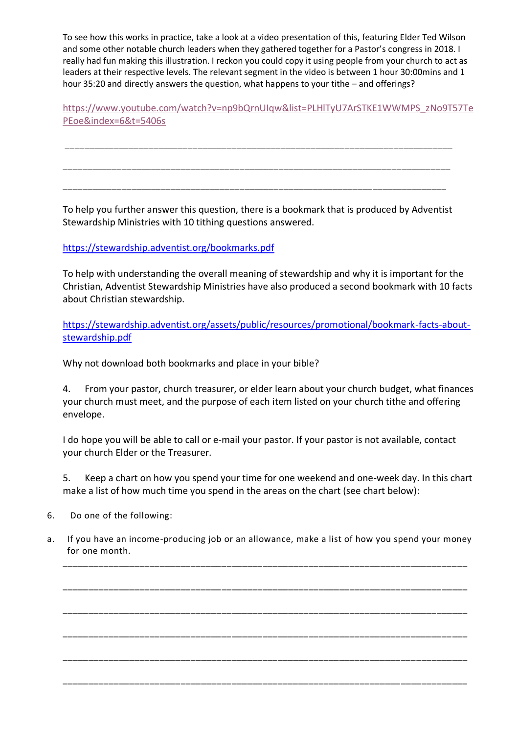To see how this works in practice, take a look at a video presentation of this, featuring Elder Ted Wilson and some other notable church leaders when they gathered together for a Pastor's congress in 2018. I really had fun making this illustration. I reckon you could copy it using people from your church to act as leaders at their respective levels. The relevant segment in the video is between 1 hour 30:00mins and 1 hour 35:20 and directly answers the question, what happens to your tithe – and offerings?

https://www.youtube.com/watch?v=np9bQrnUIqw&list=PLHlTyU7ArSTKE1WWMPS_zNo9T57TePEoe&index=6&t=5406s

______________________________________________________________________________

______________________________________________________________________________

______________________________________________________________________________

To help you further answer this question, there is a bookmark that is produced by Adventist Stewardship Ministries with 10 tithing questions answered.

https://stewardship.adventist.org/bookmarks.pdf

To help with understanding the overall meaning of stewardship and why it is important for the Christian, Adventist Stewardship Ministries have also produced a second bookmark with 10 facts about Christian stewardship.

https://stewardship.adventist.org/assets/public/resources/promotional/bookmark-facts-about-stewardship.pdf

Why not download both bookmarks and place in your bible?

4. From your pastor, church treasurer, or elder learn about your church budget, what finances your church must meet, and the purpose of each item listed on your church tithe and offering envelope.

I do hope you will be able to call or e-mail your pastor. If your pastor is not available, contact your church Elder or the Treasurer.

5. Keep a chart on how you spend your time for one weekend and one-week day. In this chart make a list of how much time you spend in the areas on the chart (see chart below):

6. Do one of the following:

a. If you have an income-producing job or an allowance, make a list of how you spend your money for one month.

______________________________________________________________________________

______________________________________________________________________________

______________________________________________________________________________

______________________________________________________________________________

______________________________________________________________________________

______________________________________________________________________________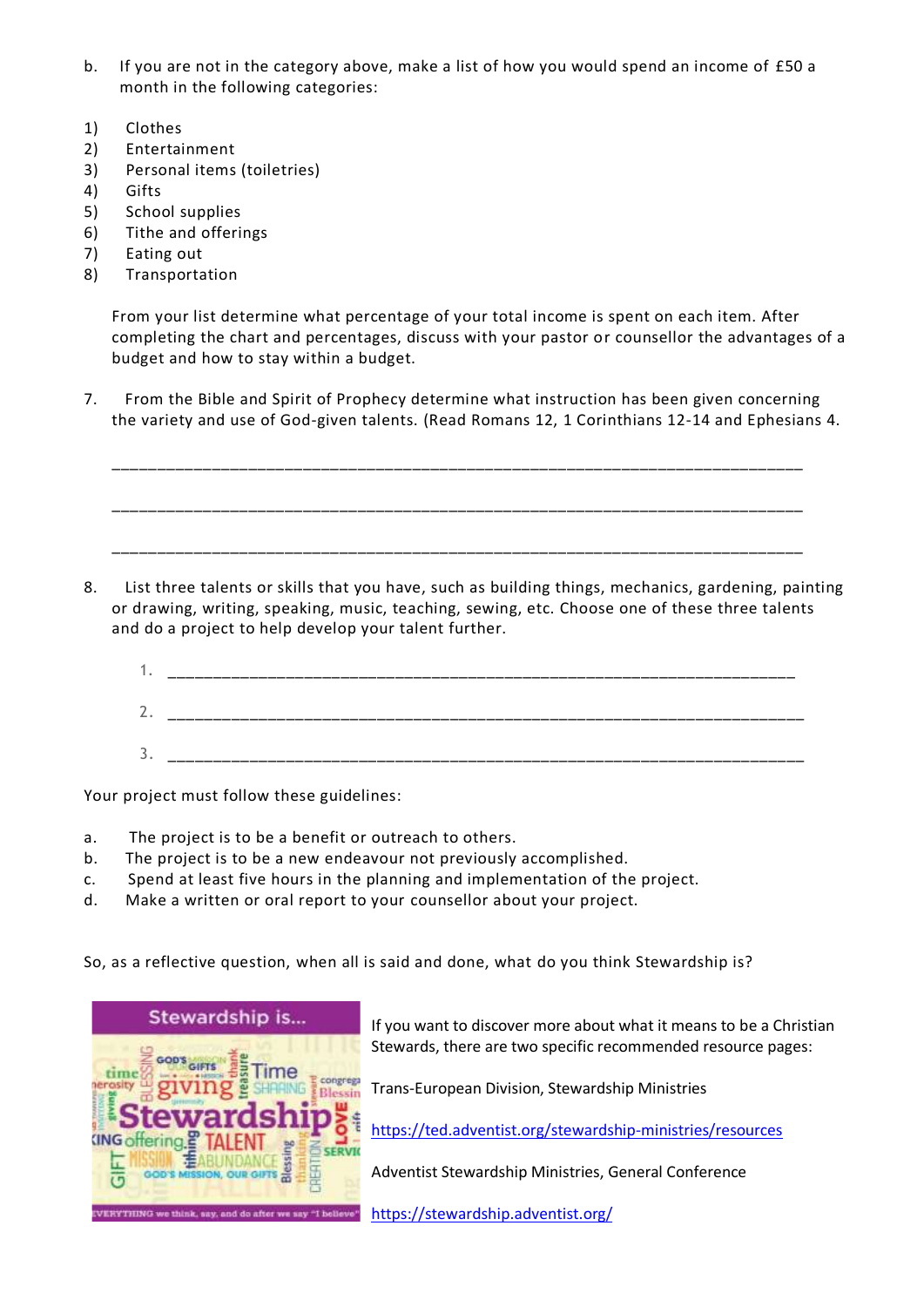b. If you are not in the category above, make a list of how you would spend an income of £50 a month in the following categories:

1) Clothes
2) Entertainment
3) Personal items (toiletries)
4) Gifts
5) School supplies
6) Tithe and offerings
7) Eating out
8) Transportation

From your list determine what percentage of your total income is spent on each item. After completing the chart and percentages, discuss with your pastor or counsellor the advantages of a budget and how to stay within a budget.

7. From the Bible and Spirit of Prophecy determine what instruction has been given concerning the variety and use of God-given talents. (Read Romans 12, 1 Corinthians 12-14 and Ephesians 4.

_______________________________________________________________________________

_______________________________________________________________________________

_______________________________________________________________________________

8. List three talents or skills that you have, such as building things, mechanics, gardening, painting or drawing, writing, speaking, music, teaching, sewing, etc. Choose one of these three talents and do a project to help develop your talent further.

1. _________________________________________________________________________

2. _________________________________________________________________________

3. _________________________________________________________________________

Your project must follow these guidelines:

a. The project is to be a benefit or outreach to others.
b. The project is to be a new endeavour not previously accomplished.
c. Spend at least five hours in the planning and implementation of the project.
d. Make a written or oral report to your counsellor about your project.

So, as a reflective question, when all is said and done, what do you think Stewardship is?

If you want to discover more about what it means to be a Christian Stewards, there are two specific recommended resource pages:

Trans-European Division, Stewardship Ministries

https://ted.adventist.org/stewardship-ministries/resources

Adventist Stewardship Ministries, General Conference

https://stewardship.adventist.org/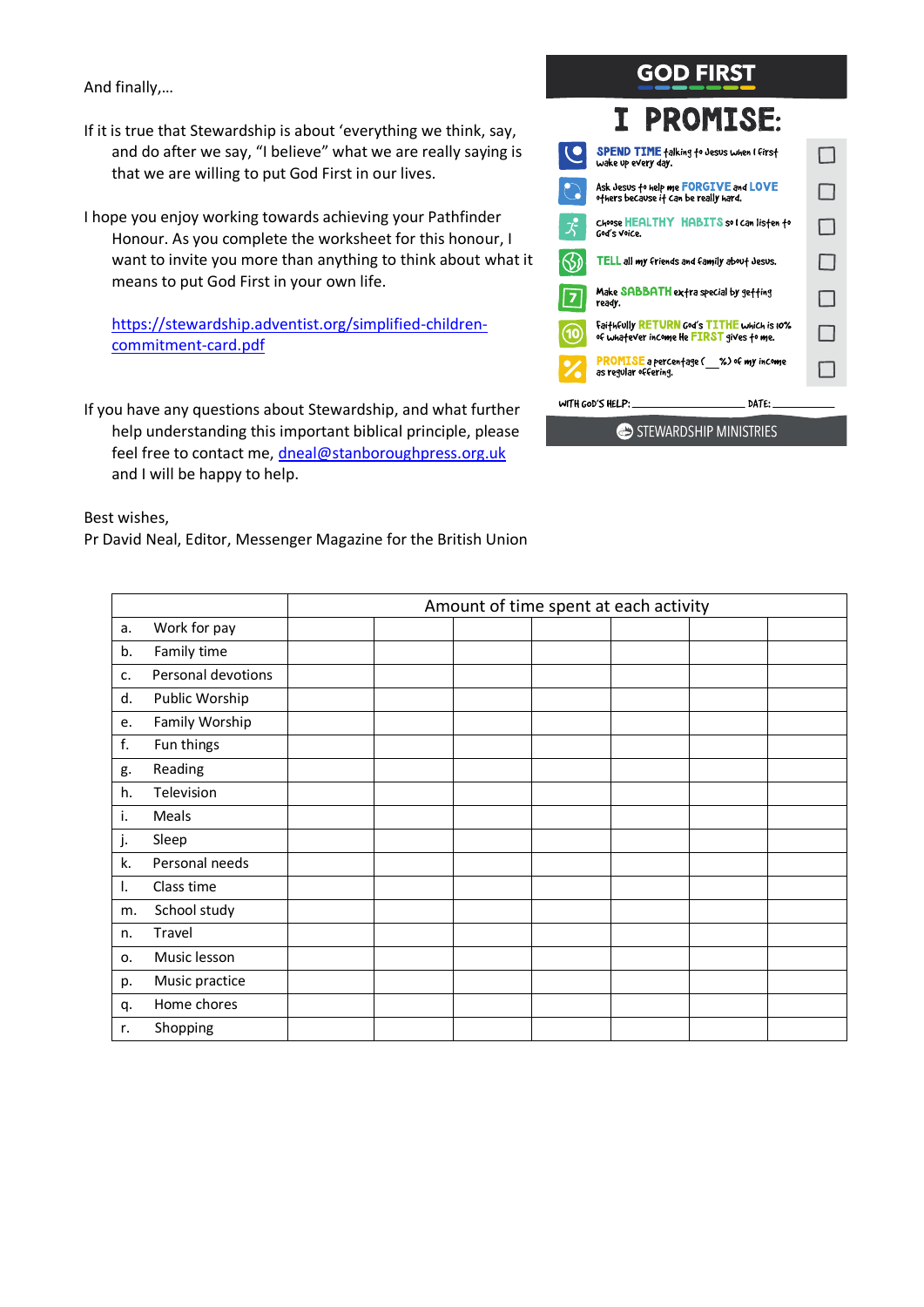And finally,…

If it is true that Stewardship is about 'everything we think, say, and do after we say, "I believe" what we are really saying is that we are willing to put God First in our lives.

I hope you enjoy working towards achieving your Pathfinder Honour. As you complete the worksheet for this honour, I want to invite you more than anything to think about what it means to put God First in your own life.

[https://stewardship.adventist.org/simplified-children-commitment-card.pdf](https://stewardship.adventist.org/simplified-children-commitment-card.pdf)

If you have any questions about Stewardship, and what further help understanding this important biblical principle, please feel free to contact me, [dneal@stanboroughpress.org.uk](mailto:dneal@stanboroughpress.org.uk) and I will be happy to help.

Best wishes,
Pr David Neal, Editor, Messenger Magazine for the British Union

**GOD FIRST**

**I PROMISE:**

- SPEND TIME talking to Jesus when I first wake up every day. ☐
- Ask Jesus to help me FORGIVE and LOVE others because it can be really hard. ☐
- Choose HEALTHY HABITS so I can listen to God's voice. ☐
- TELL all my friends and family about Jesus. ☐
- Make SABBATH extra special by getting ready. ☐
- Faithfully RETURN God's TITHE which is 10% of whatever income He FIRST gives to me. ☐
- PROMISE a percentage (\_\_%) of my income as regular offering. ☐

WITH GOD'S HELP: \_\_\_\_\_\_\_\_\_\_\_\_\_\_\_\_\_\_ DATE: \_\_\_\_\_\_\_\_\_\_

STEWARDSHIP MINISTRIES

| | Amount of time spent at each activity | | | | | | |
|---|---|---|---|---|---|---|---|
| a. Work for pay | | | | | | | |
| b. Family time | | | | | | | |
| c. Personal devotions | | | | | | | |
| d. Public Worship | | | | | | | |
| e. Family Worship | | | | | | | |
| f. Fun things | | | | | | | |
| g. Reading | | | | | | | |
| h. Television | | | | | | | |
| i. Meals | | | | | | | |
| j. Sleep | | | | | | | |
| k. Personal needs | | | | | | | |
| l. Class time | | | | | | | |
| m. School study | | | | | | | |
| n. Travel | | | | | | | |
| o. Music lesson | | | | | | | |
| p. Music practice | | | | | | | |
| q. Home chores | | | | | | | |
| r. Shopping | | | | | | | |